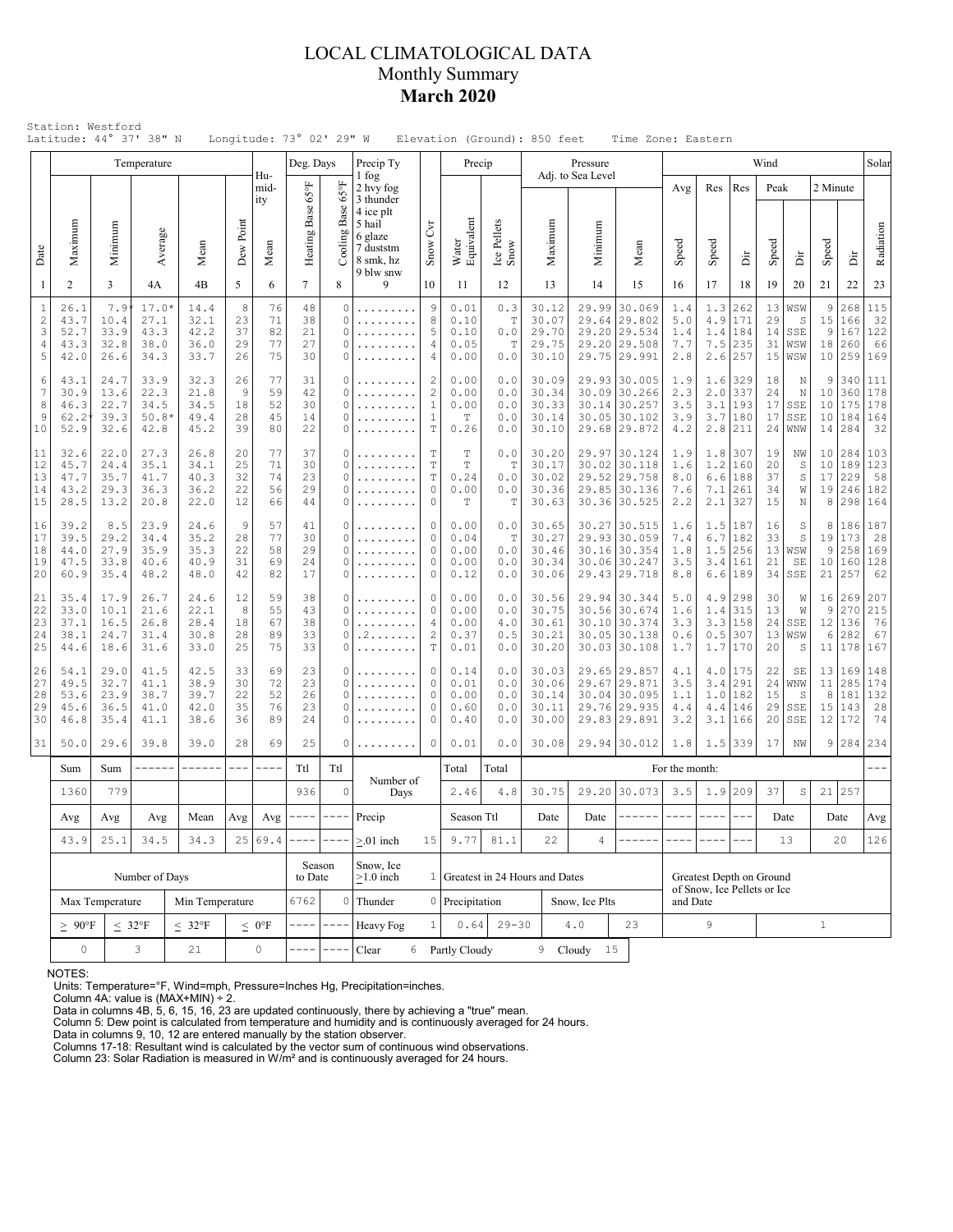# LOCAL CLIMATOLOGICAL DATA
## Monthly Summary
## **March 2020**

Station: Westford
Latitude: 44° 37' 38" N    Longitude: 73° 02' 29" W    Elevation (Ground): 850 feet    Time Zone: Eastern

| Date | Temperature | | | | | Humidity | Deg. Days | | Precip Ty | | Precip | | Pressure Adj. to Sea Level | | | Wind | | | | | | | Solar |
|---|---|---|---|---|---|---|---|---|---|---|---|---|---|---|---|---|---|---|---|---|---|---|---|
| | Maximum | Minimum | Average | Mean | Dew Point | Mean | Heating Base 65°F | Cooling Base 65°F | 1 fog 2 hvy fog 3 thunder 4 ice plt 5 hail 6 glaze 7 duststm 8 smk, hz 9 blw snw | Snow Cvr | Water Equivalent | Ice Pellets Snow | Maximum | Minimum | Mean | Avg Speed | Res Speed | Res Dir | Peak Speed | Peak Dir | 2 Minute Speed | 2 Minute Dir | Radiation |
| 1 | 2 | 3 | 4A | 4B | 5 | 6 | 7 | 8 | 9 | 10 | 11 | 12 | 13 | 14 | 15 | 16 | 17 | 18 | 19 | 20 | 21 | 22 | 23 |
| 1 | 26.1 | 7.9* | 17.0* | 14.4 | 8 | 76 | 48 | 0 | ......... | 9 | 0.01 | 0.3 | 30.12 | 29.99 | 30.069 | 1.4 | 1.3 | 262 | 13 | WSW | 9 | 268 | 115 |
| 2 | 43.7 | 10.4 | 27.1 | 32.1 | 23 | 71 | 38 | 0 | ......... | 8 | 0.10 | T | 30.07 | 29.64 | 29.802 | 5.0 | 4.9 | 171 | 29 | S | 15 | 166 | 32 |
| 3 | 52.7 | 33.9 | 43.3 | 42.2 | 37 | 82 | 21 | 0 | ......... | 5 | 0.10 | 0.0 | 29.70 | 29.20 | 29.534 | 1.4 | 1.4 | 184 | 14 | SSE | 9 | 167 | 122 |
| 4 | 43.3 | 32.8 | 38.0 | 36.0 | 29 | 77 | 27 | 0 | ......... | 4 | 0.05 | T | 29.75 | 29.20 | 29.508 | 7.7 | 7.5 | 235 | 31 | WSW | 18 | 260 | 66 |
| 5 | 42.0 | 26.6 | 34.3 | 33.7 | 26 | 75 | 30 | 0 | ......... | 4 | 0.00 | 0.0 | 30.10 | 29.75 | 29.991 | 2.8 | 2.6 | 257 | 15 | WSW | 10 | 259 | 169 |
| 6 | 43.1 | 24.7 | 33.9 | 32.3 | 26 | 77 | 31 | 0 | ......... | 2 | 0.00 | 0.0 | 30.09 | 29.93 | 30.005 | 1.9 | 1.6 | 329 | 18 | N | 9 | 340 | 111 |
| 7 | 30.9 | 13.6 | 22.3 | 21.8 | 9 | 59 | 42 | 0 | ......... | 2 | 0.00 | 0.0 | 30.34 | 30.09 | 30.266 | 2.3 | 2.0 | 337 | 24 | N | 10 | 360 | 178 |
| 8 | 46.3 | 22.7 | 34.5 | 34.5 | 18 | 52 | 30 | 0 | ......... | 1 | 0.00 | 0.0 | 30.33 | 30.14 | 30.257 | 3.5 | 3.1 | 193 | 17 | SSE | 10 | 175 | 178 |
| 9 | 62.2* | 39.3 | 50.8* | 49.4 | 28 | 45 | 14 | 0 | ......... | 1 | T | 0.0 | 30.14 | 30.05 | 30.102 | 3.9 | 3.7 | 180 | 17 | SSE | 10 | 184 | 164 |
| 10 | 52.9 | 32.6 | 42.8 | 45.2 | 39 | 80 | 22 | 0 | ......... | T | 0.26 | 0.0 | 30.10 | 29.68 | 29.872 | 4.2 | 2.8 | 211 | 24 | WNW | 14 | 284 | 32 |
| 11 | 32.6 | 22.0 | 27.3 | 26.8 | 20 | 77 | 37 | 0 | ......... | T | T | 0.0 | 30.20 | 29.97 | 30.124 | 1.9 | 1.8 | 307 | 19 | NW | 10 | 284 | 103 |
| 12 | 45.7 | 24.4 | 35.1 | 34.1 | 25 | 71 | 30 | 0 | ......... | T | T | T | 30.17 | 30.02 | 30.118 | 1.6 | 1.2 | 160 | 20 | S | 10 | 189 | 123 |
| 13 | 47.7 | 35.7 | 41.7 | 40.3 | 32 | 74 | 23 | 0 | ......... | T | 0.24 | 0.0 | 30.02 | 29.52 | 29.758 | 8.0 | 6.6 | 188 | 37 | S | 17 | 229 | 58 |
| 14 | 43.2 | 29.3 | 36.3 | 36.2 | 22 | 56 | 29 | 0 | ......... | 0 | 0.00 | 0.0 | 30.36 | 29.85 | 30.136 | 7.6 | 7.1 | 261 | 34 | W | 19 | 246 | 182 |
| 15 | 28.5 | 13.2 | 20.8 | 22.0 | 12 | 66 | 44 | 0 | ......... | 0 | T | T | 30.63 | 30.36 | 30.525 | 2.2 | 2.1 | 327 | 15 | N | 8 | 298 | 164 |
| 16 | 39.2 | 8.5 | 23.9 | 24.6 | 9 | 57 | 41 | 0 | ......... | 0 | 0.00 | 0.0 | 30.65 | 30.27 | 30.515 | 1.6 | 1.5 | 187 | 16 | S | 8 | 186 | 187 |
| 17 | 39.5 | 29.2 | 34.4 | 35.2 | 28 | 77 | 30 | 0 | ......... | 0 | 0.04 | T | 30.27 | 29.93 | 30.059 | 7.4 | 6.7 | 182 | 33 | S | 19 | 173 | 28 |
| 18 | 44.0 | 27.9 | 35.9 | 35.3 | 22 | 58 | 29 | 0 | ......... | 0 | 0.00 | 0.0 | 30.46 | 30.16 | 30.354 | 1.8 | 1.5 | 256 | 13 | WSW | 9 | 258 | 169 |
| 19 | 47.5 | 33.8 | 40.6 | 40.9 | 31 | 69 | 24 | 0 | ......... | 0 | 0.00 | 0.0 | 30.34 | 30.06 | 30.247 | 3.5 | 3.4 | 161 | 21 | SE | 10 | 160 | 128 |
| 20 | 60.9 | 35.4 | 48.2 | 48.0 | 42 | 82 | 17 | 0 | ......... | 0 | 0.12 | 0.0 | 30.06 | 29.43 | 29.718 | 8.8 | 6.6 | 189 | 34 | SSE | 21 | 257 | 62 |
| 21 | 35.4 | 17.9 | 26.7 | 24.6 | 12 | 59 | 38 | 0 | ......... | 0 | 0.00 | 0.0 | 30.56 | 29.94 | 30.344 | 5.0 | 4.9 | 298 | 30 | W | 16 | 269 | 207 |
| 22 | 33.0 | 10.1 | 21.6 | 22.1 | 8 | 55 | 43 | 0 | ......... | 0 | 0.00 | 0.0 | 30.75 | 30.56 | 30.674 | 1.6 | 1.4 | 315 | 13 | W | 9 | 270 | 215 |
| 23 | 37.1 | 16.5 | 26.8 | 28.4 | 18 | 67 | 38 | 0 | ......... | 4 | 0.00 | 4.0 | 30.61 | 30.10 | 30.374 | 3.3 | 3.3 | 158 | 24 | SSE | 12 | 136 | 76 |
| 24 | 38.1 | 24.7 | 31.4 | 30.8 | 28 | 89 | 33 | 0 | .2....... | 2 | 0.37 | 0.5 | 30.21 | 30.05 | 30.138 | 0.6 | 0.5 | 307 | 13 | WSW | 6 | 282 | 67 |
| 25 | 44.6 | 18.6 | 31.6 | 33.0 | 25 | 75 | 33 | 0 | ......... | T | 0.01 | 0.0 | 30.20 | 30.03 | 30.108 | 1.7 | 1.7 | 170 | 20 | S | 11 | 178 | 167 |
| 26 | 54.1 | 29.0 | 41.5 | 42.5 | 33 | 69 | 23 | 0 | ......... | 0 | 0.14 | 0.0 | 30.03 | 29.65 | 29.857 | 4.1 | 4.0 | 175 | 22 | SE | 13 | 169 | 148 |
| 27 | 49.5 | 32.7 | 41.1 | 38.9 | 30 | 72 | 23 | 0 | ......... | 0 | 0.01 | 0.0 | 30.06 | 29.67 | 29.871 | 3.5 | 3.4 | 291 | 24 | WNW | 11 | 285 | 174 |
| 28 | 53.6 | 23.9 | 38.7 | 39.7 | 22 | 52 | 26 | 0 | ......... | 0 | 0.00 | 0.0 | 30.14 | 30.04 | 30.095 | 1.1 | 1.0 | 182 | 15 | S | 8 | 181 | 132 |
| 29 | 45.6 | 36.5 | 41.0 | 42.0 | 35 | 76 | 23 | 0 | ......... | 0 | 0.60 | 0.0 | 30.11 | 29.76 | 29.935 | 4.4 | 4.4 | 146 | 29 | SSE | 15 | 143 | 28 |
| 30 | 46.8 | 35.4 | 41.1 | 38.6 | 36 | 89 | 24 | 0 | ......... | 0 | 0.40 | 0.0 | 30.00 | 29.83 | 29.891 | 3.2 | 3.1 | 166 | 20 | SSE | 12 | 172 | 74 |
| 31 | 50.0 | 29.6 | 39.8 | 39.0 | 28 | 69 | 25 | 0 | ......... | 0 | 0.01 | 0.0 | 30.08 | 29.94 | 30.012 | 1.8 | 1.5 | 339 | 17 | NW | 9 | 284 | 234 |
| | Sum | Sum | ------ | ------ | --- | ---- | Ttl | Ttl | Number of Days | | Total | Total | For the month: | | | | | | | | | | --- |
| | 1360 | 779 | | | | | 936 | 0 | | | 2.46 | 4.8 | 30.75 | 29.20 | 30.073 | 3.5 | 1.9 | 209 | 37 | S | 21 | 257 | |
| | Avg | Avg | Avg | Mean | Avg | Avg | ---- | ---- | Precip | | Season Ttl | | Date | Date | ------ | ---- | ---- | --- | Date | | Date | | Avg |
| | 43.9 | 25.1 | 34.5 | 34.3 | 25 | 69.4 | ---- | ---- | ≥.01 inch | 15 | 9.77 | 81.1 | 22 | 4 | ------ | ---- | ---- | --- | 13 | | 20 | | 126 |
| | Number of Days | | | | | | Season to Date | | Snow, Ice ≥1.0 inch | 1 | Greatest in 24 Hours and Dates | | | | | Greatest Depth on Ground of Snow, Ice Pellets or Ice and Date | | | | | | | |
| | Max Temperature | | Min Temperature | | | | 6762 | 0 | Thunder | 0 | Precipitation | | Snow, Ice Plts | | | | | | | | | | |
| | ≥ 90°F | ≤ 32°F | ≤ 32°F | | ≤ 0°F | | ---- | ---- | Heavy Fog | 1 | 0.64 | 29-30 | 4.0 | | 23 | 9 | | | | | 1 | | |
| | 0 | 3 | 21 | | 0 | | ---- | ---- | Clear | 6 | Partly Cloudy | 9 | Cloudy | 15 | | | | | | | | | |

NOTES:
Units: Temperature=°F, Wind=mph, Pressure=Inches Hg, Precipitation=inches.
Column 4A: value is (MAX+MIN) ÷ 2.
Data in columns 4B, 5, 6, 15, 16, 23 are updated continuously, there by achieving a "true" mean.
Column 5: Dew point is calculated from temperature and humidity and is continuously averaged for 24 hours.
Data in columns 9, 10, 12 are entered manually by the station observer.
Columns 17-18: Resultant wind is calculated by the vector sum of continuous wind observations.
Column 23: Solar Radiation is measured in W/m² and is continuously averaged for 24 hours.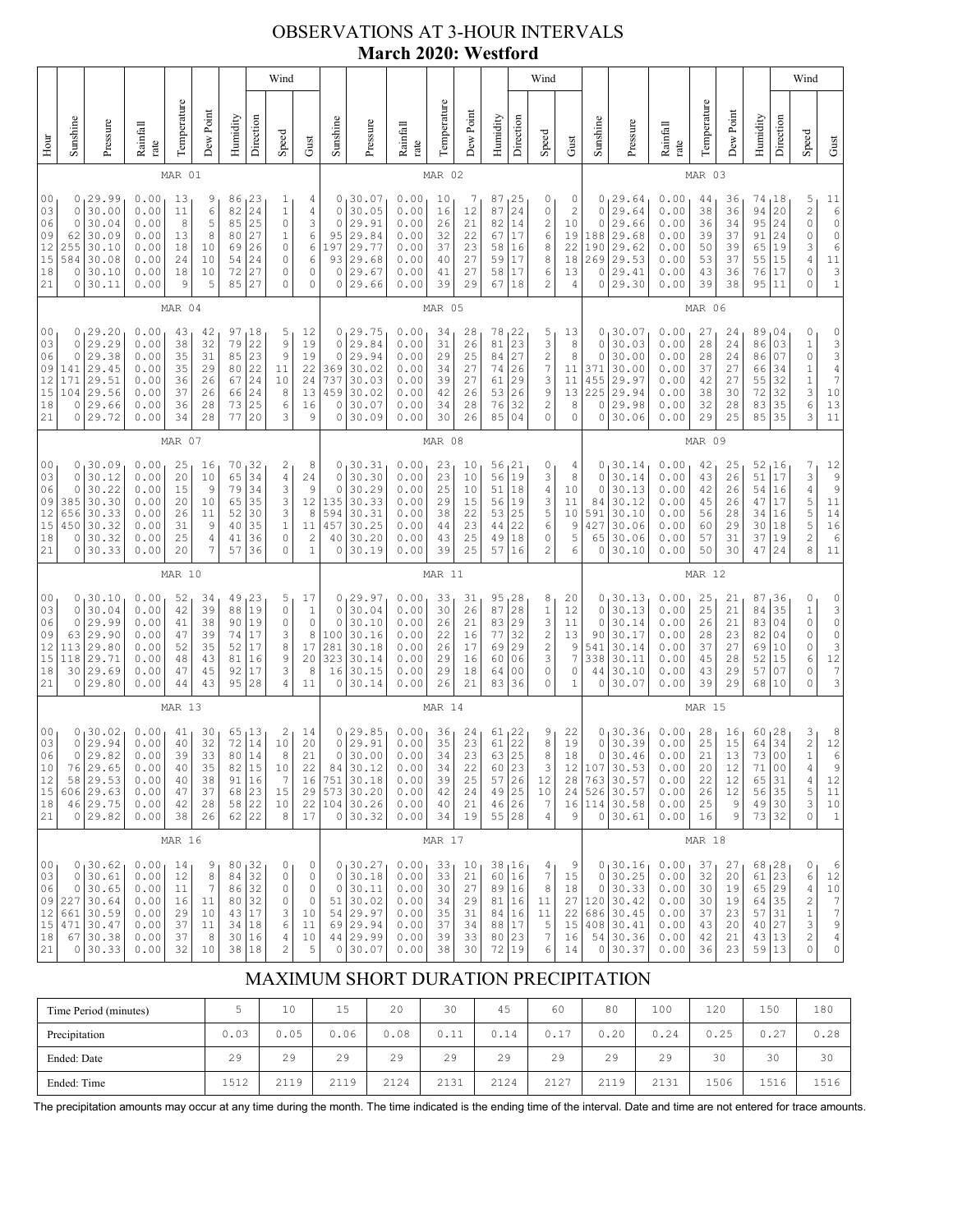# OBSERVATIONS AT 3-HOUR INTERVALS
## March 2020: Westford

### MAR 01

| Hour | Sunshine | Pressure | Rainfall rate | Temperature | Dew Point | Humidity | Wind Direction | Wind Speed | Wind Gust |
|---|---|---|---|---|---|---|---|---|---|
| 00 | 0 | 29.99 | 0.00 | 13 | 9 | 86 | 23 | 1 | 4 |
| 03 | 0 | 30.00 | 0.00 | 11 | 6 | 82 | 24 | 1 | 4 |
| 06 | 0 | 30.04 | 0.00 | 8 | 5 | 85 | 25 | 0 | 3 |
| 09 | 62 | 30.09 | 0.00 | 13 | 8 | 80 | 27 | 1 | 6 |
| 12 | 255 | 30.10 | 0.00 | 18 | 10 | 69 | 26 | 0 | 6 |
| 15 | 584 | 30.08 | 0.00 | 24 | 10 | 54 | 24 | 0 | 6 |
| 18 | 0 | 30.10 | 0.00 | 18 | 10 | 72 | 27 | 0 | 0 |
| 21 | 0 | 30.11 | 0.00 | 9 | 5 | 85 | 27 | 0 | 0 |

### MAR 02

| Hour | Sunshine | Pressure | Rainfall rate | Temperature | Dew Point | Humidity | Wind Direction | Wind Speed | Wind Gust |
|---|---|---|---|---|---|---|---|---|---|
| 00 | 0 | 30.07 | 0.00 | 10 | 7 | 87 | 25 | 0 | 0 |
| 03 | 0 | 30.05 | 0.00 | 16 | 12 | 87 | 24 | 0 | 2 |
| 06 | 0 | 29.91 | 0.00 | 26 | 21 | 82 | 14 | 2 | 10 |
| 09 | 0 | 29.86 | 0.00 | 32 | 22 | 67 | 17 | 6 | 19 |
| 12 | 197 | 29.77 | 0.00 | 37 | 23 | 58 | 16 | 8 | 22 |
| 15 | 93 | 29.68 | 0.00 | 40 | 27 | 59 | 17 | 8 | 18 |
| 18 | 0 | 29.67 | 0.00 | 41 | 27 | 58 | 17 | 6 | 13 |
| 21 | 0 | 29.66 | 0.00 | 39 | 29 | 67 | 18 | 2 | 4 |

### MAR 03

| Hour | Sunshine | Pressure | Rainfall rate | Temperature | Dew Point | Humidity | Wind Direction | Wind Speed | Wind Gust |
|---|---|---|---|---|---|---|---|---|---|
| 00 | 0 | 29.64 | 0.00 | 44 | 36 | 74 | 18 | 5 | 11 |
| 03 | 0 | 29.64 | 0.00 | 38 | 36 | 94 | 20 | 2 | 6 |
| 06 | 0 | 29.66 | 0.00 | 36 | 34 | 95 | 24 | 0 | 0 |
| 09 | 188 | 29.68 | 0.00 | 39 | 37 | 91 | 24 | 0 | 0 |
| 12 | 190 | 29.62 | 0.00 | 50 | 39 | 65 | 19 | 3 | 6 |
| 15 | 269 | 29.53 | 0.00 | 53 | 37 | 55 | 15 | 4 | 11 |
| 18 | 0 | 29.41 | 0.00 | 43 | 36 | 76 | 17 | 0 | 3 |
| 21 | 0 | 29.30 | 0.00 | 39 | 38 | 95 | 11 | 0 | 1 |

### MAR 04

| Hour | Sunshine | Pressure | Rainfall rate | Temperature | Dew Point | Humidity | Wind Direction | Wind Speed | Wind Gust |
|---|---|---|---|---|---|---|---|---|---|
| 00 | 0 | 29.20 | 0.00 | 43 | 42 | 97 | 18 | 5 | 12 |
| 03 | 0 | 29.29 | 0.00 | 38 | 32 | 79 | 22 | 9 | 19 |
| 06 | 0 | 29.38 | 0.00 | 35 | 31 | 85 | 23 | 9 | 19 |
| 09 | 141 | 29.45 | 0.00 | 35 | 29 | 80 | 22 | 11 | 22 |
| 12 | 171 | 29.51 | 0.00 | 36 | 26 | 67 | 24 | 10 | 24 |
| 15 | 104 | 29.56 | 0.00 | 37 | 26 | 66 | 24 | 8 | 13 |
| 18 | 0 | 29.66 | 0.00 | 36 | 28 | 73 | 25 | 6 | 16 |
| 21 | 0 | 29.72 | 0.00 | 34 | 28 | 77 | 20 | 3 | 9 |

### MAR 05

| Hour | Sunshine | Pressure | Rainfall rate | Temperature | Dew Point | Humidity | Wind Direction | Wind Speed | Wind Gust |
|---|---|---|---|---|---|---|---|---|---|
| 00 | 0 | 29.75 | 0.00 | 34 | 28 | 78 | 22 | 5 | 13 |
| 03 | 0 | 29.84 | 0.00 | 31 | 26 | 81 | 23 | 3 | 8 |
| 06 | 0 | 29.94 | 0.00 | 29 | 25 | 84 | 27 | 2 | 8 |
| 09 | 369 | 30.02 | 0.00 | 34 | 27 | 74 | 26 | 7 | 11 |
| 12 | 737 | 30.03 | 0.00 | 39 | 27 | 61 | 29 | 3 | 11 |
| 15 | 459 | 30.02 | 0.00 | 42 | 26 | 53 | 26 | 9 | 13 |
| 18 | 0 | 30.07 | 0.00 | 34 | 28 | 76 | 32 | 2 | 8 |
| 21 | 0 | 30.09 | 0.00 | 30 | 26 | 85 | 04 | 0 | 0 |

### MAR 06

| Hour | Sunshine | Pressure | Rainfall rate | Temperature | Dew Point | Humidity | Wind Direction | Wind Speed | Wind Gust |
|---|---|---|---|---|---|---|---|---|---|
| 00 | 0 | 30.07 | 0.00 | 27 | 24 | 89 | 04 | 0 | 0 |
| 03 | 0 | 30.03 | 0.00 | 28 | 24 | 86 | 03 | 1 | 3 |
| 06 | 0 | 30.00 | 0.00 | 28 | 24 | 86 | 07 | 0 | 3 |
| 09 | 371 | 30.00 | 0.00 | 37 | 27 | 66 | 34 | 1 | 4 |
| 12 | 455 | 29.97 | 0.00 | 42 | 27 | 55 | 32 | 1 | 7 |
| 15 | 225 | 29.94 | 0.00 | 38 | 30 | 72 | 32 | 3 | 10 |
| 18 | 0 | 29.98 | 0.00 | 32 | 28 | 83 | 35 | 6 | 13 |
| 21 | 0 | 30.06 | 0.00 | 29 | 25 | 85 | 35 | 3 | 11 |

### MAR 07

| Hour | Sunshine | Pressure | Rainfall rate | Temperature | Dew Point | Humidity | Wind Direction | Wind Speed | Wind Gust |
|---|---|---|---|---|---|---|---|---|---|
| 00 | 0 | 30.09 | 0.00 | 25 | 16 | 70 | 32 | 2 | 8 |
| 03 | 0 | 30.12 | 0.00 | 20 | 10 | 65 | 34 | 4 | 24 |
| 06 | 0 | 30.22 | 0.00 | 15 | 9 | 79 | 34 | 3 | 9 |
| 09 | 385 | 30.30 | 0.00 | 20 | 10 | 65 | 35 | 3 | 12 |
| 12 | 656 | 30.33 | 0.00 | 26 | 11 | 52 | 30 | 3 | 8 |
| 15 | 450 | 30.32 | 0.00 | 31 | 9 | 40 | 35 | 1 | 11 |
| 18 | 0 | 30.32 | 0.00 | 25 | 4 | 41 | 36 | 0 | 2 |
| 21 | 0 | 30.33 | 0.00 | 20 | 7 | 57 | 36 | 0 | 1 |

### MAR 08

| Hour | Sunshine | Pressure | Rainfall rate | Temperature | Dew Point | Humidity | Wind Direction | Wind Speed | Wind Gust |
|---|---|---|---|---|---|---|---|---|---|
| 00 | 0 | 30.31 | 0.00 | 23 | 10 | 56 | 21 | 0 | 4 |
| 03 | 0 | 30.30 | 0.00 | 23 | 10 | 56 | 19 | 3 | 8 |
| 06 | 0 | 30.29 | 0.00 | 25 | 10 | 51 | 18 | 4 | 10 |
| 09 | 135 | 30.33 | 0.00 | 29 | 15 | 56 | 19 | 3 | 11 |
| 12 | 594 | 30.31 | 0.00 | 38 | 22 | 53 | 25 | 5 | 10 |
| 15 | 457 | 30.25 | 0.00 | 44 | 23 | 44 | 22 | 6 | 9 |
| 18 | 40 | 30.20 | 0.00 | 43 | 25 | 49 | 18 | 0 | 5 |
| 21 | 0 | 30.19 | 0.00 | 39 | 25 | 57 | 16 | 2 | 6 |

### MAR 09

| Hour | Sunshine | Pressure | Rainfall rate | Temperature | Dew Point | Humidity | Wind Direction | Wind Speed | Wind Gust |
|---|---|---|---|---|---|---|---|---|---|
| 00 | 0 | 30.14 | 0.00 | 42 | 25 | 52 | 16 | 7 | 12 |
| 03 | 0 | 30.14 | 0.00 | 43 | 26 | 51 | 17 | 3 | 9 |
| 06 | 0 | 30.13 | 0.00 | 42 | 26 | 54 | 16 | 4 | 9 |
| 09 | 84 | 30.12 | 0.00 | 45 | 26 | 47 | 17 | 5 | 11 |
| 12 | 591 | 30.10 | 0.00 | 56 | 28 | 34 | 16 | 5 | 14 |
| 15 | 427 | 30.06 | 0.00 | 60 | 29 | 30 | 18 | 5 | 16 |
| 18 | 65 | 30.06 | 0.00 | 57 | 31 | 37 | 19 | 2 | 6 |
| 21 | 0 | 30.10 | 0.00 | 50 | 30 | 47 | 24 | 8 | 11 |

### MAR 10

| Hour | Sunshine | Pressure | Rainfall rate | Temperature | Dew Point | Humidity | Wind Direction | Wind Speed | Wind Gust |
|---|---|---|---|---|---|---|---|---|---|
| 00 | 0 | 30.10 | 0.00 | 52 | 34 | 49 | 23 | 5 | 17 |
| 03 | 0 | 30.04 | 0.00 | 42 | 39 | 88 | 19 | 0 | 1 |
| 06 | 0 | 29.99 | 0.00 | 41 | 38 | 90 | 19 | 0 | 0 |
| 09 | 63 | 29.90 | 0.00 | 47 | 39 | 74 | 17 | 3 | 8 |
| 12 | 113 | 29.80 | 0.00 | 52 | 35 | 52 | 17 | 8 | 17 |
| 15 | 118 | 29.71 | 0.00 | 48 | 43 | 81 | 16 | 9 | 20 |
| 18 | 30 | 29.69 | 0.00 | 47 | 45 | 92 | 17 | 3 | 8 |
| 21 | 0 | 29.80 | 0.00 | 44 | 43 | 95 | 28 | 4 | 11 |

### MAR 11

| Hour | Sunshine | Pressure | Rainfall rate | Temperature | Dew Point | Humidity | Wind Direction | Wind Speed | Wind Gust |
|---|---|---|---|---|---|---|---|---|---|
| 00 | 0 | 29.97 | 0.00 | 33 | 31 | 95 | 28 | 8 | 20 |
| 03 | 0 | 30.04 | 0.00 | 30 | 26 | 87 | 28 | 1 | 12 |
| 06 | 0 | 30.10 | 0.00 | 26 | 21 | 83 | 29 | 3 | 11 |
| 09 | 100 | 30.16 | 0.00 | 22 | 16 | 77 | 32 | 2 | 13 |
| 12 | 281 | 30.18 | 0.00 | 26 | 17 | 69 | 29 | 2 | 9 |
| 15 | 323 | 30.14 | 0.00 | 29 | 16 | 60 | 06 | 3 | 7 |
| 18 | 16 | 30.15 | 0.00 | 29 | 18 | 64 | 00 | 0 | 0 |
| 21 | 0 | 30.14 | 0.00 | 26 | 21 | 83 | 36 | 0 | 1 |

### MAR 12

| Hour | Sunshine | Pressure | Rainfall rate | Temperature | Dew Point | Humidity | Wind Direction | Wind Speed | Wind Gust |
|---|---|---|---|---|---|---|---|---|---|
| 00 | 0 | 30.13 | 0.00 | 25 | 21 | 87 | 36 | 0 | 0 |
| 03 | 0 | 30.13 | 0.00 | 25 | 21 | 84 | 35 | 1 | 3 |
| 06 | 0 | 30.14 | 0.00 | 26 | 21 | 83 | 04 | 0 | 0 |
| 09 | 90 | 30.17 | 0.00 | 28 | 23 | 82 | 04 | 0 | 0 |
| 12 | 541 | 30.14 | 0.00 | 37 | 27 | 69 | 10 | 0 | 3 |
| 15 | 338 | 30.11 | 0.00 | 45 | 28 | 52 | 15 | 6 | 12 |
| 18 | 44 | 30.10 | 0.00 | 43 | 29 | 57 | 07 | 0 | 7 |
| 21 | 0 | 30.07 | 0.00 | 39 | 29 | 68 | 10 | 0 | 3 |

### MAR 13

| Hour | Sunshine | Pressure | Rainfall rate | Temperature | Dew Point | Humidity | Wind Direction | Wind Speed | Wind Gust |
|---|---|---|---|---|---|---|---|---|---|
| 00 | 0 | 30.02 | 0.00 | 41 | 30 | 65 | 13 | 2 | 14 |
| 03 | 0 | 29.94 | 0.00 | 40 | 32 | 72 | 14 | 10 | 20 |
| 06 | 0 | 29.82 | 0.00 | 39 | 33 | 80 | 14 | 8 | 21 |
| 10 | 76 | 29.65 | 0.00 | 40 | 35 | 82 | 15 | 10 | 22 |
| 12 | 58 | 29.53 | 0.00 | 40 | 38 | 91 | 16 | 7 | 16 |
| 15 | 606 | 29.63 | 0.00 | 47 | 37 | 68 | 23 | 15 | 29 |
| 18 | 46 | 29.75 | 0.00 | 42 | 28 | 58 | 22 | 10 | 22 |
| 21 | 0 | 29.82 | 0.00 | 38 | 26 | 62 | 22 | 8 | 17 |

### MAR 14

| Hour | Sunshine | Pressure | Rainfall rate | Temperature | Dew Point | Humidity | Wind Direction | Wind Speed | Wind Gust |
|---|---|---|---|---|---|---|---|---|---|
| 00 | 0 | 29.85 | 0.00 | 36 | 24 | 61 | 22 | 9 | 22 |
| 03 | 0 | 29.91 | 0.00 | 35 | 23 | 61 | 22 | 8 | 19 |
| 06 | 0 | 30.00 | 0.00 | 34 | 23 | 63 | 25 | 8 | 18 |
| 10 | 84 | 30.12 | 0.00 | 34 | 22 | 60 | 23 | 3 | 12 |
| 12 | 751 | 30.18 | 0.00 | 39 | 25 | 57 | 26 | 12 | 28 |
| 15 | 573 | 30.20 | 0.00 | 42 | 24 | 49 | 25 | 10 | 24 |
| 18 | 104 | 30.26 | 0.00 | 40 | 21 | 46 | 26 | 7 | 16 |
| 21 | 0 | 30.32 | 0.00 | 34 | 19 | 55 | 28 | 4 | 9 |

### MAR 15

| Hour | Sunshine | Pressure | Rainfall rate | Temperature | Dew Point | Humidity | Wind Direction | Wind Speed | Wind Gust |
|---|---|---|---|---|---|---|---|---|---|
| 00 | 0 | 30.36 | 0.00 | 28 | 16 | 60 | 28 | 3 | 8 |
| 03 | 0 | 30.39 | 0.00 | 25 | 15 | 64 | 34 | 2 | 12 |
| 06 | 0 | 30.46 | 0.00 | 21 | 13 | 73 | 00 | 1 | 6 |
| 10 | 107 | 30.53 | 0.00 | 20 | 12 | 71 | 00 | 4 | 9 |
| 12 | 763 | 30.57 | 0.00 | 22 | 12 | 65 | 31 | 4 | 12 |
| 15 | 526 | 30.57 | 0.00 | 26 | 12 | 56 | 35 | 5 | 11 |
| 18 | 114 | 30.58 | 0.00 | 25 | 9 | 49 | 30 | 3 | 10 |
| 21 | 0 | 30.61 | 0.00 | 16 | 9 | 73 | 32 | 0 | 1 |

### MAR 16

| Hour | Sunshine | Pressure | Rainfall rate | Temperature | Dew Point | Humidity | Wind Direction | Wind Speed | Wind Gust |
|---|---|---|---|---|---|---|---|---|---|
| 00 | 0 | 30.62 | 0.00 | 14 | 9 | 80 | 32 | 0 | 0 |
| 03 | 0 | 30.61 | 0.00 | 12 | 8 | 84 | 32 | 0 | 0 |
| 06 | 0 | 30.65 | 0.00 | 11 | 7 | 86 | 32 | 0 | 0 |
| 09 | 227 | 30.64 | 0.00 | 16 | 11 | 80 | 32 | 0 | 0 |
| 12 | 661 | 30.59 | 0.00 | 29 | 10 | 43 | 17 | 3 | 10 |
| 15 | 471 | 30.47 | 0.00 | 37 | 11 | 34 | 18 | 6 | 11 |
| 18 | 67 | 30.38 | 0.00 | 37 | 8 | 30 | 16 | 4 | 10 |
| 21 | 0 | 30.33 | 0.00 | 32 | 10 | 38 | 18 | 2 | 5 |

### MAR 17

| Hour | Sunshine | Pressure | Rainfall rate | Temperature | Dew Point | Humidity | Wind Direction | Wind Speed | Wind Gust |
|---|---|---|---|---|---|---|---|---|---|
| 00 | 0 | 30.27 | 0.00 | 33 | 10 | 38 | 16 | 4 | 9 |
| 03 | 0 | 30.18 | 0.00 | 33 | 21 | 60 | 16 | 7 | 15 |
| 06 | 0 | 30.11 | 0.00 | 30 | 27 | 89 | 16 | 8 | 18 |
| 09 | 51 | 30.02 | 0.00 | 34 | 29 | 81 | 16 | 11 | 27 |
| 12 | 54 | 29.97 | 0.00 | 35 | 31 | 84 | 16 | 11 | 22 |
| 15 | 69 | 29.94 | 0.00 | 37 | 34 | 88 | 17 | 5 | 15 |
| 18 | 44 | 29.99 | 0.00 | 39 | 33 | 80 | 23 | 7 | 16 |
| 21 | 0 | 30.07 | 0.00 | 38 | 30 | 72 | 19 | 6 | 14 |

### MAR 18

| Hour | Sunshine | Pressure | Rainfall rate | Temperature | Dew Point | Humidity | Wind Direction | Wind Speed | Wind Gust |
|---|---|---|---|---|---|---|---|---|---|
| 00 | 0 | 30.16 | 0.00 | 37 | 27 | 68 | 28 | 0 | 6 |
| 03 | 0 | 30.25 | 0.00 | 32 | 20 | 61 | 23 | 6 | 12 |
| 06 | 0 | 30.33 | 0.00 | 30 | 19 | 65 | 29 | 4 | 10 |
| 09 | 120 | 30.42 | 0.00 | 30 | 19 | 64 | 35 | 2 | 7 |
| 12 | 686 | 30.45 | 0.00 | 37 | 23 | 57 | 31 | 1 | 7 |
| 15 | 408 | 30.41 | 0.00 | 43 | 20 | 40 | 27 | 3 | 9 |
| 18 | 54 | 30.36 | 0.00 | 42 | 21 | 43 | 13 | 2 | 4 |
| 21 | 0 | 30.37 | 0.00 | 36 | 23 | 59 | 13 | 0 | 0 |

## MAXIMUM SHORT DURATION PRECIPITATION

| Time Period (minutes) | 5 | 10 | 15 | 20 | 30 | 45 | 60 | 80 | 100 | 120 | 150 | 180 |
|---|---|---|---|---|---|---|---|---|---|---|---|---|
| Precipitation | 0.03 | 0.05 | 0.06 | 0.08 | 0.11 | 0.14 | 0.17 | 0.20 | 0.24 | 0.25 | 0.27 | 0.28 |
| Ended: Date | 29 | 29 | 29 | 29 | 29 | 29 | 29 | 29 | 29 | 30 | 30 | 30 |
| Ended: Time | 1512 | 2119 | 2119 | 2124 | 2131 | 2124 | 2127 | 2119 | 2131 | 1506 | 1516 | 1516 |

The precipitation amounts may occur at any time during the month. The time indicated is the ending time of the interval. Date and time are not entered for trace amounts.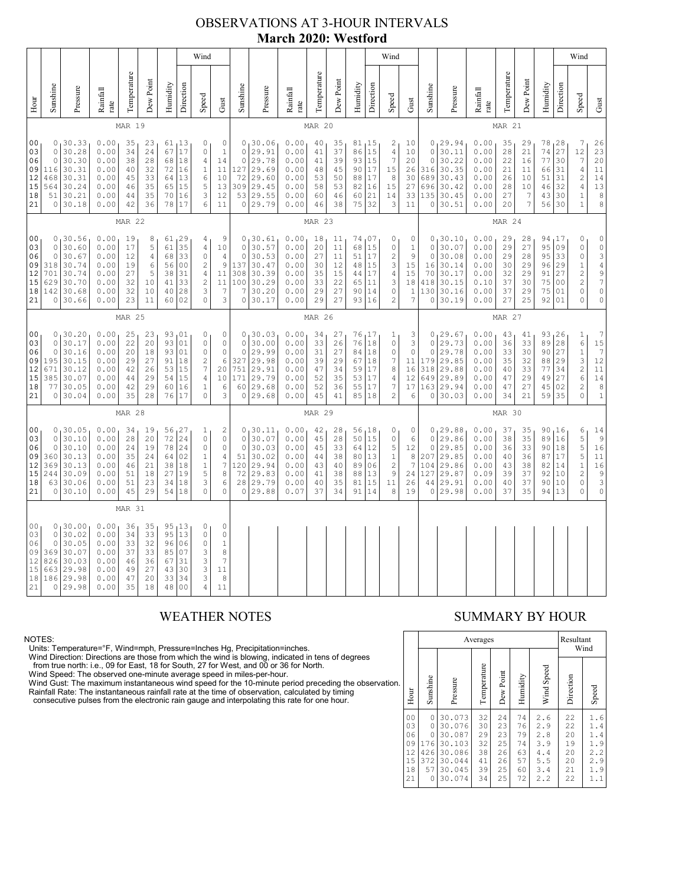# OBSERVATIONS AT 3-HOUR INTERVALS
## March 2020: Westford

### MAR 19

| Hour | Sunshine | Pressure | Rainfall rate | Temperature | Dew Point | Humidity | Wind Direction | Wind Speed | Wind Gust |
|---|---|---|---|---|---|---|---|---|---|
| 00 | 0 | 30.33 | 0.00 | 35 | 23 | 61 | 13 | 0 | 0 |
| 03 | 0 | 30.28 | 0.00 | 34 | 24 | 67 | 17 | 0 | 1 |
| 06 | 0 | 30.30 | 0.00 | 38 | 28 | 68 | 18 | 4 | 14 |
| 09 | 116 | 30.31 | 0.00 | 40 | 32 | 72 | 16 | 1 | 11 |
| 12 | 468 | 30.31 | 0.00 | 45 | 33 | 64 | 13 | 6 | 10 |
| 15 | 564 | 30.24 | 0.00 | 46 | 35 | 65 | 15 | 5 | 13 |
| 18 | 51 | 30.21 | 0.00 | 44 | 35 | 70 | 16 | 3 | 12 |
| 21 | 0 | 30.18 | 0.00 | 42 | 36 | 78 | 17 | 6 | 11 |

### MAR 20

| Hour | Sunshine | Pressure | Rainfall rate | Temperature | Dew Point | Humidity | Wind Direction | Wind Speed | Wind Gust |
|---|---|---|---|---|---|---|---|---|---|
| 00 | 0 | 30.06 | 0.00 | 40 | 35 | 81 | 15 | 2 | 10 |
| 03 | 0 | 29.91 | 0.00 | 41 | 37 | 86 | 15 | 4 | 10 |
| 06 | 0 | 29.78 | 0.00 | 41 | 39 | 93 | 15 | 7 | 20 |
| 09 | 127 | 29.69 | 0.00 | 48 | 45 | 90 | 17 | 15 | 26 |
| 12 | 72 | 29.60 | 0.00 | 53 | 50 | 88 | 17 | 8 | 30 |
| 15 | 309 | 29.45 | 0.00 | 58 | 53 | 82 | 16 | 15 | 27 |
| 18 | 53 | 29.55 | 0.00 | 60 | 46 | 60 | 21 | 14 | 33 |
| 21 | 0 | 29.79 | 0.00 | 46 | 38 | 75 | 32 | 3 | 11 |

### MAR 21

| Hour | Sunshine | Pressure | Rainfall rate | Temperature | Dew Point | Humidity | Wind Direction | Wind Speed | Wind Gust |
|---|---|---|---|---|---|---|---|---|---|
| 00 | 0 | 29.94 | 0.00 | 35 | 29 | 78 | 28 | 7 | 26 |
| 03 | 0 | 30.11 | 0.00 | 28 | 21 | 74 | 27 | 12 | 23 |
| 06 | 0 | 30.22 | 0.00 | 22 | 16 | 77 | 30 | 7 | 20 |
| 09 | 316 | 30.35 | 0.00 | 21 | 11 | 66 | 31 | 4 | 11 |
| 12 | 689 | 30.43 | 0.00 | 26 | 10 | 51 | 31 | 2 | 14 |
| 15 | 696 | 30.42 | 0.00 | 28 | 10 | 46 | 32 | 4 | 13 |
| 18 | 135 | 30.45 | 0.00 | 27 | 7 | 43 | 30 | 1 | 8 |
| 21 | 0 | 30.51 | 0.00 | 20 | 7 | 56 | 30 | 1 | 8 |

### MAR 22

| Hour | Sunshine | Pressure | Rainfall rate | Temperature | Dew Point | Humidity | Wind Direction | Wind Speed | Wind Gust |
|---|---|---|---|---|---|---|---|---|---|
| 00 | 0 | 30.56 | 0.00 | 19 | 8 | 61 | 29 | 4 | 9 |
| 03 | 0 | 30.60 | 0.00 | 17 | 5 | 61 | 35 | 4 | 10 |
| 06 | 0 | 30.67 | 0.00 | 12 | 4 | 68 | 33 | 0 | 4 |
| 09 | 318 | 30.74 | 0.00 | 19 | 6 | 56 | 00 | 2 | 9 |
| 12 | 701 | 30.74 | 0.00 | 27 | 5 | 38 | 31 | 4 | 11 |
| 15 | 629 | 30.70 | 0.00 | 32 | 10 | 41 | 33 | 2 | 11 |
| 18 | 142 | 30.68 | 0.00 | 32 | 10 | 40 | 28 | 3 | 7 |
| 21 | 0 | 30.66 | 0.00 | 23 | 11 | 60 | 02 | 0 | 3 |

### MAR 23

| Hour | Sunshine | Pressure | Rainfall rate | Temperature | Dew Point | Humidity | Wind Direction | Wind Speed | Wind Gust |
|---|---|---|---|---|---|---|---|---|---|
| 00 | 0 | 30.61 | 0.00 | 18 | 11 | 74 | 07 | 0 | 0 |
| 03 | 0 | 30.57 | 0.00 | 20 | 11 | 68 | 15 | 0 | 1 |
| 06 | 0 | 30.53 | 0.00 | 27 | 11 | 51 | 17 | 2 | 9 |
| 09 | 137 | 30.47 | 0.00 | 30 | 12 | 48 | 15 | 3 | 15 |
| 12 | 308 | 30.39 | 0.00 | 35 | 15 | 44 | 17 | 4 | 15 |
| 15 | 100 | 30.29 | 0.00 | 33 | 22 | 65 | 11 | 3 | 18 |
| 18 | 7 | 30.20 | 0.00 | 29 | 27 | 90 | 14 | 0 | 1 |
| 21 | 0 | 30.17 | 0.00 | 29 | 27 | 93 | 16 | 2 | 7 |

### MAR 24

| Hour | Sunshine | Pressure | Rainfall rate | Temperature | Dew Point | Humidity | Wind Direction | Wind Speed | Wind Gust |
|---|---|---|---|---|---|---|---|---|---|
| 00 | 0 | 30.10 | 0.00 | 29 | 28 | 94 | 17 | 0 | 0 |
| 03 | 0 | 30.07 | 0.00 | 29 | 27 | 95 | 09 | 0 | 0 |
| 06 | 0 | 30.08 | 0.00 | 29 | 28 | 95 | 33 | 0 | 3 |
| 09 | 16 | 30.14 | 0.00 | 30 | 29 | 96 | 29 | 1 | 4 |
| 12 | 70 | 30.17 | 0.00 | 32 | 29 | 91 | 27 | 2 | 9 |
| 15 | 418 | 30.15 | 0.10 | 37 | 30 | 75 | 00 | 2 | 7 |
| 18 | 130 | 30.16 | 0.00 | 37 | 29 | 75 | 01 | 0 | 0 |
| 21 | 0 | 30.19 | 0.00 | 27 | 25 | 92 | 01 | 0 | 0 |

### MAR 25

| Hour | Sunshine | Pressure | Rainfall rate | Temperature | Dew Point | Humidity | Wind Direction | Wind Speed | Wind Gust |
|---|---|---|---|---|---|---|---|---|---|
| 00 | 0 | 30.20 | 0.00 | 25 | 23 | 93 | 01 | 0 | 0 |
| 03 | 0 | 30.17 | 0.00 | 22 | 20 | 93 | 01 | 0 | 0 |
| 06 | 0 | 30.16 | 0.00 | 20 | 18 | 93 | 01 | 0 | 0 |
| 09 | 195 | 30.15 | 0.00 | 29 | 27 | 91 | 18 | 2 | 6 |
| 12 | 671 | 30.12 | 0.00 | 42 | 26 | 53 | 15 | 7 | 20 |
| 15 | 385 | 30.07 | 0.00 | 44 | 29 | 54 | 15 | 4 | 10 |
| 18 | 77 | 30.05 | 0.00 | 42 | 29 | 60 | 16 | 1 | 6 |
| 21 | 0 | 30.04 | 0.00 | 35 | 28 | 76 | 17 | 0 | 3 |

### MAR 26

| Hour | Sunshine | Pressure | Rainfall rate | Temperature | Dew Point | Humidity | Wind Direction | Wind Speed | Wind Gust |
|---|---|---|---|---|---|---|---|---|---|
| 00 | 0 | 30.03 | 0.00 | 34 | 27 | 76 | 17 | 1 | 3 |
| 03 | 0 | 30.00 | 0.00 | 33 | 26 | 76 | 18 | 0 | 3 |
| 06 | 0 | 29.99 | 0.00 | 31 | 27 | 84 | 18 | 0 | 0 |
| 09 | 327 | 29.98 | 0.00 | 39 | 29 | 67 | 18 | 7 | 11 |
| 12 | 751 | 29.91 | 0.00 | 47 | 34 | 59 | 17 | 8 | 16 |
| 15 | 171 | 29.79 | 0.00 | 52 | 35 | 53 | 17 | 4 | 12 |
| 18 | 60 | 29.68 | 0.00 | 52 | 36 | 55 | 17 | 7 | 17 |
| 21 | 0 | 29.68 | 0.00 | 45 | 41 | 85 | 18 | 2 | 6 |

### MAR 27

| Hour | Sunshine | Pressure | Rainfall rate | Temperature | Dew Point | Humidity | Wind Direction | Wind Speed | Wind Gust |
|---|---|---|---|---|---|---|---|---|---|
| 00 | 0 | 29.67 | 0.00 | 43 | 41 | 93 | 26 | 1 | 7 |
| 03 | 0 | 29.73 | 0.00 | 36 | 33 | 89 | 28 | 6 | 15 |
| 06 | 0 | 29.78 | 0.00 | 33 | 30 | 90 | 27 | 1 | 7 |
| 09 | 179 | 29.85 | 0.00 | 35 | 32 | 88 | 29 | 3 | 12 |
| 12 | 318 | 29.88 | 0.00 | 40 | 33 | 77 | 34 | 2 | 11 |
| 15 | 649 | 29.89 | 0.00 | 47 | 29 | 49 | 27 | 6 | 14 |
| 18 | 163 | 29.94 | 0.00 | 47 | 27 | 45 | 02 | 2 | 8 |
| 21 | 0 | 30.03 | 0.00 | 34 | 21 | 59 | 35 | 0 | 1 |

### MAR 28

| Hour | Sunshine | Pressure | Rainfall rate | Temperature | Dew Point | Humidity | Wind Direction | Wind Speed | Wind Gust |
|---|---|---|---|---|---|---|---|---|---|
| 00 | 0 | 30.05 | 0.00 | 34 | 19 | 56 | 27 | 1 | 2 |
| 03 | 0 | 30.10 | 0.00 | 28 | 20 | 72 | 24 | 0 | 0 |
| 06 | 0 | 30.10 | 0.00 | 24 | 19 | 78 | 24 | 0 | 0 |
| 09 | 360 | 30.13 | 0.00 | 35 | 24 | 64 | 02 | 1 | 4 |
| 12 | 369 | 30.13 | 0.00 | 46 | 21 | 38 | 18 | 1 | 7 |
| 15 | 244 | 30.09 | 0.00 | 51 | 18 | 27 | 19 | 5 | 8 |
| 18 | 63 | 30.06 | 0.00 | 51 | 23 | 34 | 18 | 3 | 6 |
| 21 | 0 | 30.10 | 0.00 | 45 | 29 | 54 | 18 | 0 | 0 |

### MAR 29

| Hour | Sunshine | Pressure | Rainfall rate | Temperature | Dew Point | Humidity | Wind Direction | Wind Speed | Wind Gust |
|---|---|---|---|---|---|---|---|---|---|
| 00 | 0 | 30.11 | 0.00 | 42 | 28 | 56 | 18 | 0 | 0 |
| 03 | 0 | 30.07 | 0.00 | 45 | 28 | 50 | 15 | 0 | 6 |
| 06 | 0 | 30.03 | 0.00 | 45 | 33 | 64 | 12 | 5 | 12 |
| 09 | 51 | 30.02 | 0.00 | 44 | 38 | 80 | 13 | 1 | 8 |
| 12 | 120 | 29.94 | 0.00 | 43 | 40 | 89 | 06 | 2 | 7 |
| 15 | 72 | 29.83 | 0.00 | 41 | 38 | 88 | 13 | 9 | 24 |
| 18 | 28 | 29.79 | 0.00 | 40 | 35 | 81 | 15 | 11 | 26 |
| 21 | 0 | 29.88 | 0.07 | 37 | 34 | 91 | 14 | 8 | 19 |

### MAR 30

| Hour | Sunshine | Pressure | Rainfall rate | Temperature | Dew Point | Humidity | Wind Direction | Wind Speed | Wind Gust |
|---|---|---|---|---|---|---|---|---|---|
| 00 | 0 | 29.88 | 0.00 | 37 | 35 | 90 | 16 | 6 | 14 |
| 03 | 0 | 29.86 | 0.00 | 38 | 35 | 89 | 16 | 5 | 9 |
| 06 | 0 | 29.85 | 0.00 | 36 | 33 | 90 | 18 | 5 | 16 |
| 09 | 207 | 29.85 | 0.00 | 40 | 36 | 87 | 17 | 5 | 11 |
| 12 | 104 | 29.86 | 0.00 | 43 | 38 | 82 | 14 | 5 | 16 |
| 15 | 127 | 29.87 | 0.09 | 39 | 37 | 92 | 10 | 1 | 9 |
| 18 | 44 | 29.91 | 0.00 | 40 | 37 | 90 | 10 | 0 | 3 |
| 21 | 0 | 29.98 | 0.00 | 37 | 35 | 94 | 13 | 0 | 0 |

### MAR 31

| Hour | Sunshine | Pressure | Rainfall rate | Temperature | Dew Point | Humidity | Wind Direction | Wind Speed | Wind Gust |
|---|---|---|---|---|---|---|---|---|---|
| 00 | 0 | 30.00 | 0.00 | 36 | 35 | 95 | 13 | 0 | 0 |
| 03 | 0 | 30.02 | 0.00 | 34 | 33 | 95 | 13 | 0 | 0 |
| 06 | 0 | 30.05 | 0.00 | 33 | 32 | 96 | 06 | 0 | 1 |
| 09 | 369 | 30.07 | 0.00 | 37 | 33 | 85 | 07 | 3 | 8 |
| 12 | 826 | 30.03 | 0.00 | 46 | 36 | 67 | 31 | 3 | 7 |
| 15 | 663 | 29.98 | 0.00 | 49 | 27 | 43 | 30 | 3 | 11 |
| 18 | 186 | 29.98 | 0.00 | 47 | 20 | 33 | 34 | 3 | 8 |
| 21 | 0 | 29.98 | 0.00 | 35 | 18 | 48 | 00 | 4 | 11 |

## WEATHER NOTES

NOTES:
Units: Temperature=°F, Wind=mph, Pressure=Inches Hg, Precipitation=inches.
Wind Direction: Directions are those from which the wind is blowing, indicated in tens of degrees from true north: i.e., 09 for East, 18 for South, 27 for West, and 00 or 36 for North.
Wind Speed: The observed one-minute average speed in miles-per-hour.
Wind Gust: The maximum instantaneous wind speed for the 10-minute period preceding the observation.
Rainfall Rate: The instantaneous rainfall rate at the time of observation, calculated by timing consecutive pulses from the electronic rain gauge and interpolating this rate for one hour.

## SUMMARY BY HOUR

| Hour | Averages: Sunshine | Pressure | Temperature | Dew Point | Humidity | Wind Speed | Resultant Wind: Direction | Speed |
|---|---|---|---|---|---|---|---|---|
| 00 | 0 | 30.073 | 32 | 24 | 74 | 2.6 | 22 | 1.6 |
| 03 | 0 | 30.076 | 30 | 23 | 76 | 2.9 | 22 | 1.4 |
| 06 | 0 | 30.087 | 29 | 23 | 79 | 2.8 | 20 | 1.4 |
| 09 | 176 | 30.103 | 32 | 25 | 74 | 3.9 | 19 | 1.9 |
| 12 | 426 | 30.086 | 38 | 26 | 63 | 4.4 | 20 | 2.2 |
| 15 | 372 | 30.044 | 41 | 26 | 57 | 5.5 | 20 | 2.9 |
| 18 | 57 | 30.045 | 39 | 25 | 60 | 3.4 | 21 | 1.9 |
| 21 | 0 | 30.074 | 34 | 25 | 72 | 2.2 | 22 | 1.1 |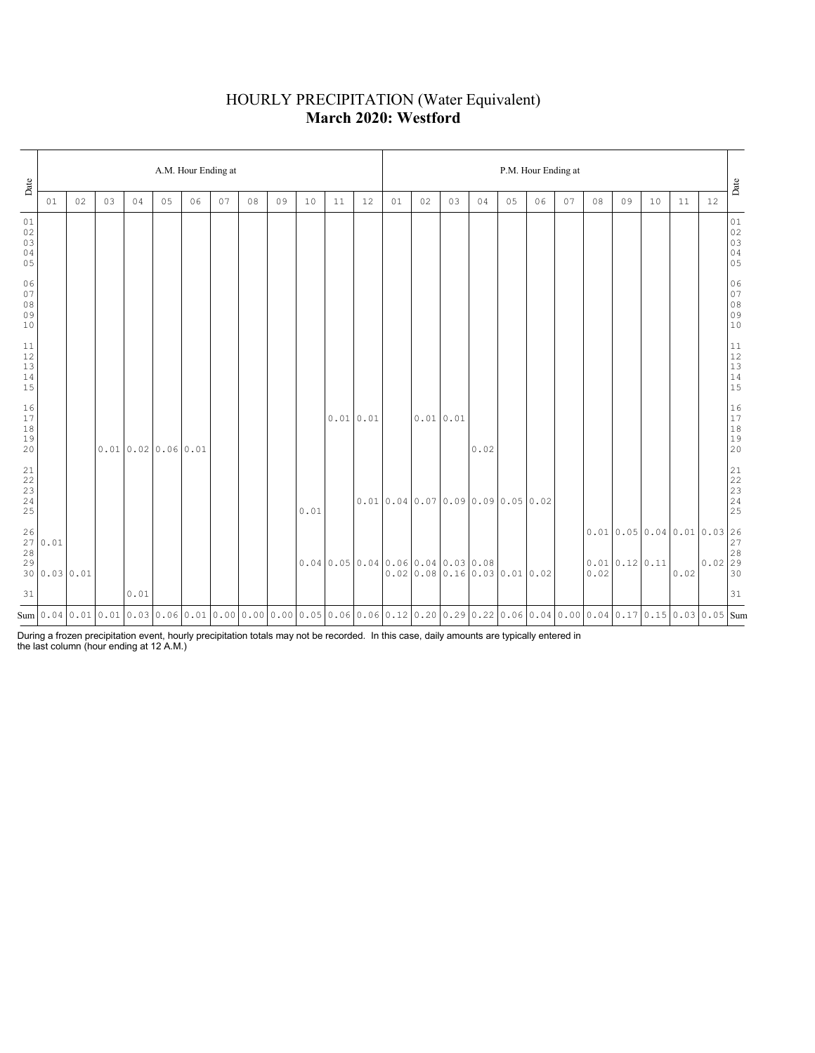# HOURLY PRECIPITATION (Water Equivalent)

## **March 2020: Westford**

| Date | A.M. Hour Ending at | | | | | | | | | | | | P.M. Hour Ending at | | | | | | | | | | | | Date |
|---|---|---|---|---|---|---|---|---|---|---|---|---|---|---|---|---|---|---|---|---|---|---|---|---|---|
| | 01 | 02 | 03 | 04 | 05 | 06 | 07 | 08 | 09 | 10 | 11 | 12 | 01 | 02 | 03 | 04 | 05 | 06 | 07 | 08 | 09 | 10 | 11 | 12 | |
| 01 | | | | | | | | | | | | | | | | | | | | | | | | | 01 |
| 02 | | | | | | | | | | | | | | | | | | | | | | | | | 02 |
| 03 | | | | | | | | | | | | | | | | | | | | | | | | | 03 |
| 04 | | | | | | | | | | | | | | | | | | | | | | | | | 04 |
| 05 | | | | | | | | | | | | | | | | | | | | | | | | | 05 |
| 06 | | | | | | | | | | | | | | | | | | | | | | | | | 06 |
| 07 | | | | | | | | | | | | | | | | | | | | | | | | | 07 |
| 08 | | | | | | | | | | | | | | | | | | | | | | | | | 08 |
| 09 | | | | | | | | | | | | | | | | | | | | | | | | | 09 |
| 10 | | | | | | | | | | | | | | | | | | | | | | | | | 10 |
| 11 | | | | | | | | | | | | | | | | | | | | | | | | | 11 |
| 12 | | | | | | | | | | | | | | | | | | | | | | | | | 12 |
| 13 | | | | | | | | | | | | | | | | | | | | | | | | | 13 |
| 14 | | | | | | | | | | | | | | | | | | | | | | | | | 14 |
| 15 | | | | | | | | | | | | | | | | | | | | | | | | | 15 |
| 16 | | | | | | | | | | | | | | | | | | | | | | | | | 16 |
| 17 | | | | | | | | | | | 0.01 | 0.01 | | 0.01 | 0.01 | | | | | | | | | | 17 |
| 18 | | | | | | | | | | | | | | | | | | | | | | | | | 18 |
| 19 | | | | | | | | | | | | | | | | | | | | | | | | | 19 |
| 20 | | | 0.01 | 0.02 | 0.06 | 0.01 | | | | | | | | | | 0.02 | | | | | | | | | 20 |
| 21 | | | | | | | | | | | | | | | | | | | | | | | | | 21 |
| 22 | | | | | | | | | | | | | | | | | | | | | | | | | 22 |
| 23 | | | | | | | | | | | | | | | | | | | | | | | | | 23 |
| 24 | | | | | | | | | | | | 0.01 | 0.04 | 0.07 | 0.09 | 0.09 | 0.05 | 0.02 | | | | | | | 24 |
| 25 | | | | | | | | | | 0.01 | | | | | | | | | | | | | | | 25 |
| 26 | | | | | | | | | | | | | | | | | | | | 0.01 | 0.05 | 0.04 | 0.01 | 0.03 | 26 |
| 27 | 0.01 | | | | | | | | | | | | | | | | | | | | | | | | 27 |
| 28 | | | | | | | | | | | | | | | | | | | | | | | | | 28 |
| 29 | | | | | | | | | | 0.04 | 0.05 | 0.04 | 0.06 | 0.04 | 0.03 | 0.08 | | | | 0.01 | 0.12 | 0.11 | | 0.02 | 29 |
| 30 | 0.03 | 0.01 | | | | | | | | | | | 0.02 | 0.08 | 0.16 | 0.03 | 0.01 | 0.02 | | 0.02 | | | 0.02 | | 30 |
| 31 | | | | 0.01 | | | | | | | | | | | | | | | | | | | | | 31 |
| Sum | 0.04 | 0.01 | 0.01 | 0.03 | 0.06 | 0.01 | 0.00 | 0.00 | 0.00 | 0.05 | 0.06 | 0.06 | 0.12 | 0.20 | 0.29 | 0.22 | 0.06 | 0.04 | 0.00 | 0.04 | 0.17 | 0.15 | 0.03 | 0.05 | Sum |

During a frozen precipitation event, hourly precipitation totals may not be recorded. In this case, daily amounts are typically entered in the last column (hour ending at 12 A.M.)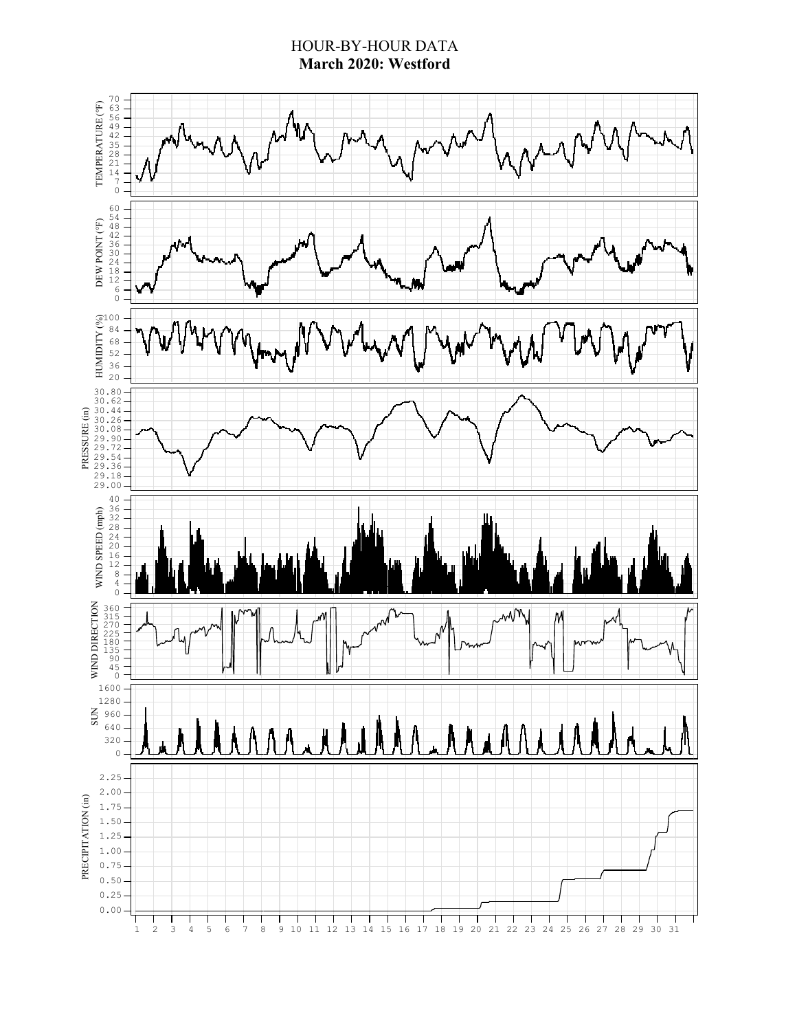# HOUR-BY-HOUR DATA
## March 2020: Westford

TEMPERATURE (°F)

DEW POINT (°F)

HUMIDITY (%)

PRESSURE (in)

WIND SPEED (mph)

WIND DIRECTION

SUN

PRECIPITATION (in)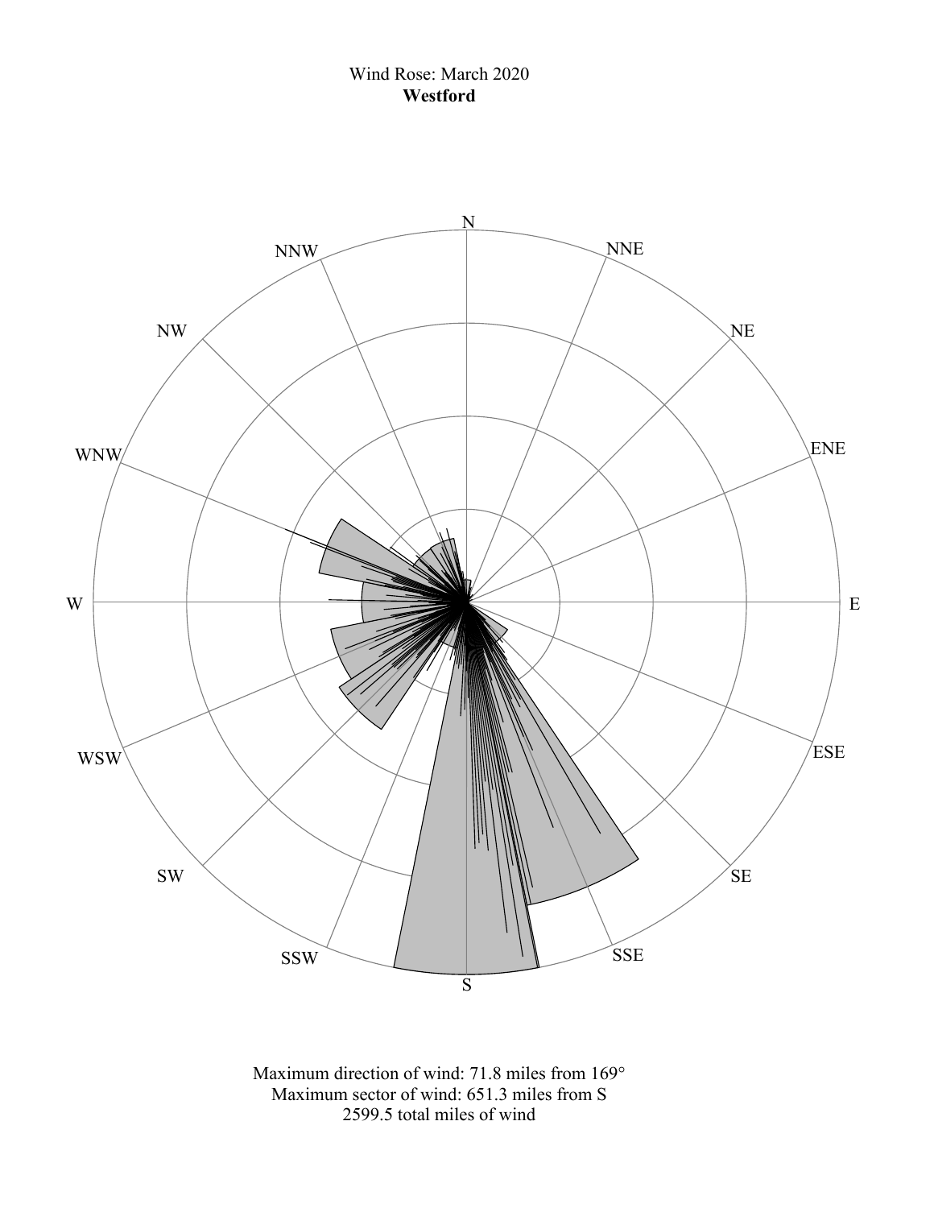Wind Rose: March 2020

**Westford**

N
NNE
NE
ENE
E
ESE
SE
SSE
S
SSW
SW
WSW
W
WNW
NW
NNW

Maximum direction of wind: 71.8 miles from 169°

Maximum sector of wind: 651.3 miles from S

2599.5 total miles of wind